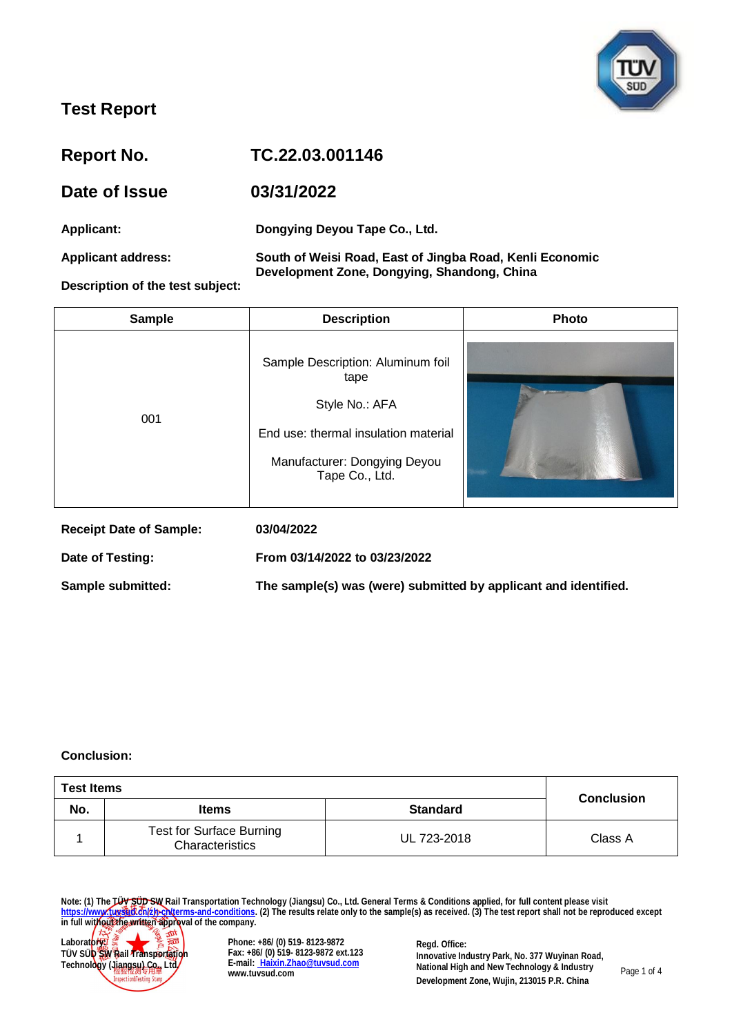# Test Report

| | |
|---|---|
| **Report No.** | **TC.22.03.001146** |
| **Date of Issue** | **03/31/2022** |

**Applicant:** Dongying Deyou Tape Co., Ltd.

**Applicant address:** South of Weisi Road, East of Jingba Road, Kenli Economic Development Zone, Dongying, Shandong, China

**Description of the test subject:**

| Sample | Description | Photo |
|---|---|---|
| 001 | Sample Description: Aluminum foil tape<br><br>Style No.: AFA<br><br>End use: thermal insulation material<br><br>Manufacturer: Dongying Deyou Tape Co., Ltd. | |

**Receipt Date of Sample:** 03/04/2022

**Date of Testing:** From 03/14/2022 to 03/23/2022

**Sample submitted:** The sample(s) was (were) submitted by applicant and identified.

**Conclusion:**

| Test Items | | | Conclusion |
|---|---|---|---|
| **No.** | **Items** | **Standard** | |
| 1 | Test for Surface Burning Characteristics | UL 723-2018 | Class A |

Note: (1) The TÜV SÜD SW Rail Transportation Technology (Jiangsu) Co., Ltd. General Terms & Conditions applied, for full content please visit https://www.tuvsud.cn/zh-cn/terms-and-conditions. (2) The results relate only to the sample(s) as received. (3) The test report shall not be reproduced except in full without the written approval of the company.

Laboratory:
TÜV SÜD SW Rail Transportation Technology (Jiangsu) Co., Ltd.

Phone: +86/ (0) 519- 8123-9872
Fax: +86/ (0) 519- 8123-9872 ext.123
E-mail: Haixin.Zhao@tuvsud.com
www.tuvsud.com

Regd. Office:
Innovative Industry Park, No. 377 Wuyinan Road, National High and New Technology & Industry Development Zone, Wujin, 213015 P.R. China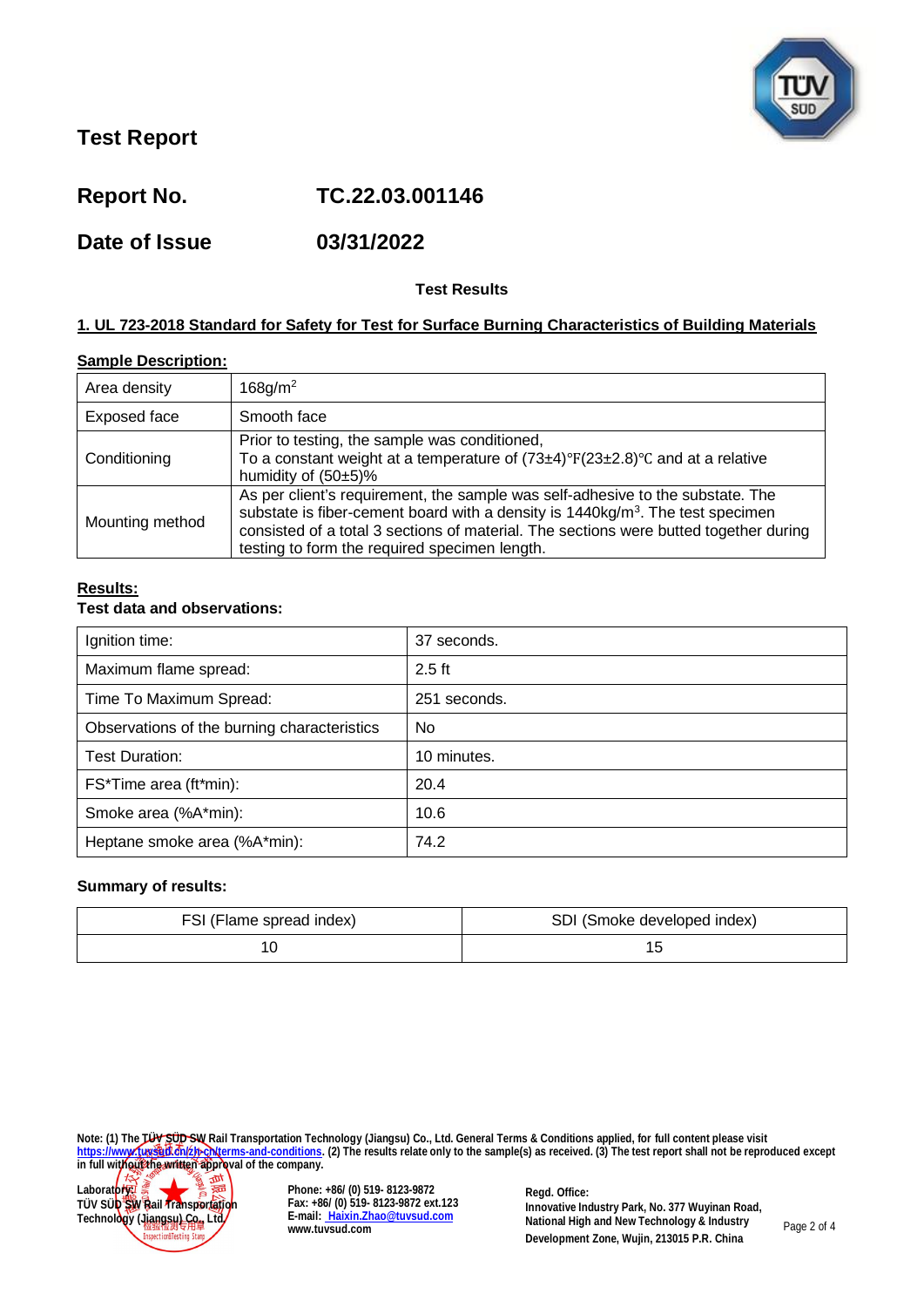# Test Report

**Report No.** TC.22.03.001146

**Date of Issue** 03/31/2022

**Test Results**

## 1. UL 723-2018 Standard for Safety for Test for Surface Burning Characteristics of Building Materials

**Sample Description:**

| | |
|---|---|
| Area density | 168g/m$^2$ |
| Exposed face | Smooth face |
| Conditioning | Prior to testing, the sample was conditioned, To a constant weight at a temperature of (73±4)℉(23±2.8)℃ and at a relative humidity of (50±5)% |
| Mounting method | As per client's requirement, the sample was self-adhesive to the substate. The substate is fiber-cement board with a density is 1440kg/m$^3$. The test specimen consisted of a total 3 sections of material. The sections were butted together during testing to form the required specimen length. |

**Results:**

**Test data and observations:**

| | |
|---|---|
| Ignition time: | 37 seconds. |
| Maximum flame spread: | 2.5 ft |
| Time To Maximum Spread: | 251 seconds. |
| Observations of the burning characteristics | No |
| Test Duration: | 10 minutes. |
| FS*Time area (ft*min): | 20.4 |
| Smoke area (%A*min): | 10.6 |
| Heptane smoke area (%A*min): | 74.2 |

**Summary of results:**

| FSI (Flame spread index) | SDI (Smoke developed index) |
|---|---|
| 10 | 15 |

Note: (1) The TÜV SÜD SW Rail Transportation Technology (Jiangsu) Co., Ltd. General Terms & Conditions applied, for full content please visit https://www.tuvsud.cn/zh-cn/terms-and-conditions. (2) The results relate only to the sample(s) as received. (3) The test report shall not be reproduced except in full without the written approval of the company.

Laboratory:
TÜV SÜD SW Rail Transportation Technology (Jiangsu) Co., Ltd.

Phone: +86/ (0) 519- 8123-9872
Fax: +86/ (0) 519- 8123-9872 ext.123
E-mail: Haixin.Zhao@tuvsud.com
www.tuvsud.com

Regd. Office:
Innovative Industry Park, No. 377 Wuyinan Road, National High and New Technology & Industry Development Zone, Wujin, 213015 P.R. China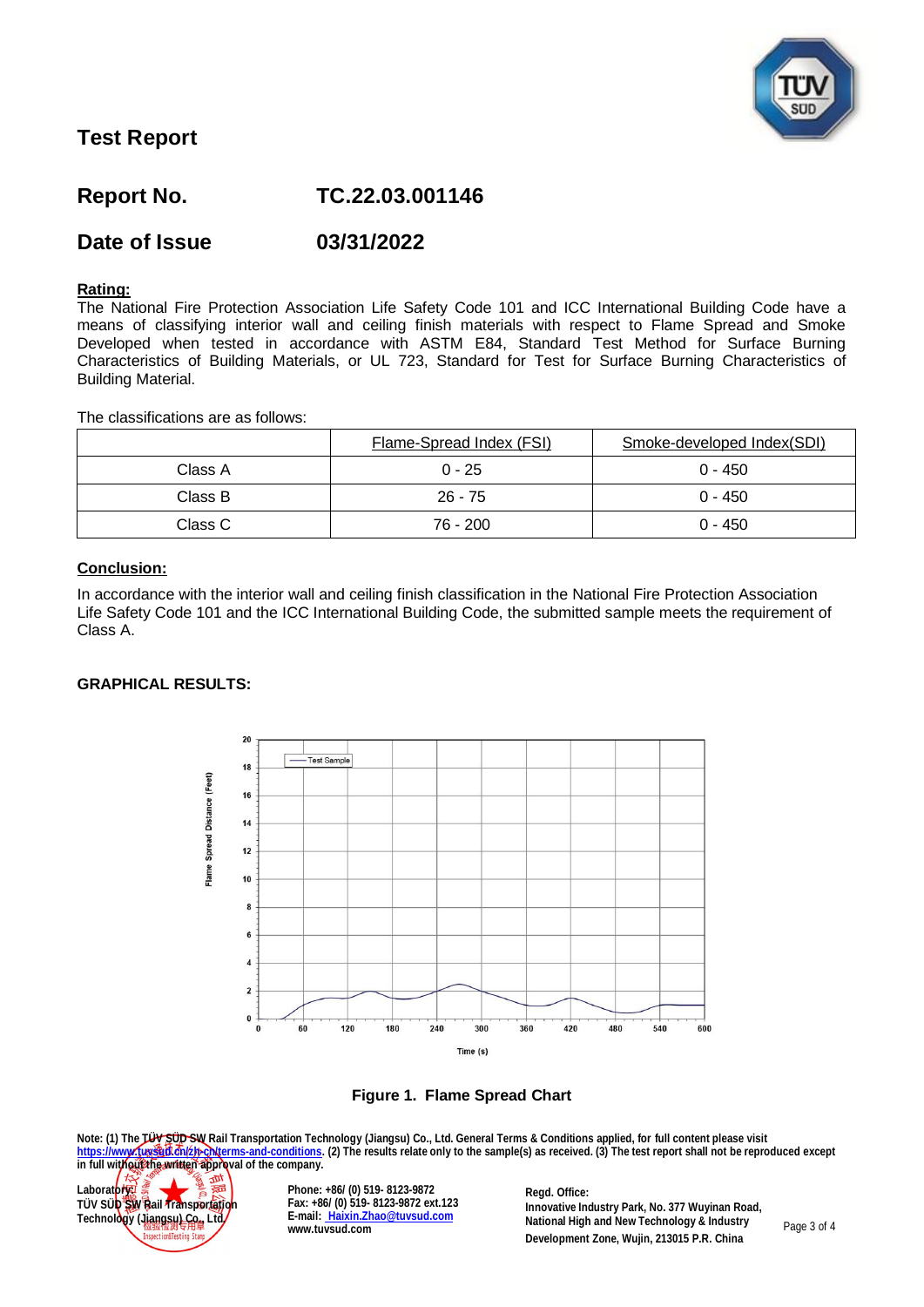# Test Report

## Report No. TC.22.03.001146

## Date of Issue 03/31/2022

**Rating:**

The National Fire Protection Association Life Safety Code 101 and ICC International Building Code have a means of classifying interior wall and ceiling finish materials with respect to Flame Spread and Smoke Developed when tested in accordance with ASTM E84, Standard Test Method for Surface Burning Characteristics of Building Materials, or UL 723, Standard for Test for Surface Burning Characteristics of Building Material.

The classifications are as follows:

| | Flame-Spread Index (FSI) | Smoke-developed Index(SDI) |
|---|---|---|
| Class A | 0 - 25 | 0 - 450 |
| Class B | 26 - 75 | 0 - 450 |
| Class C | 76 - 200 | 0 - 450 |

**Conclusion:**

In accordance with the interior wall and ceiling finish classification in the National Fire Protection Association Life Safety Code 101 and the ICC International Building Code, the submitted sample meets the requirement of Class A.

**GRAPHICAL RESULTS:**

**Figure 1. Flame Spread Chart**

Note: (1) The TÜV SÜD SW Rail Transportation Technology (Jiangsu) Co., Ltd. General Terms & Conditions applied, for full content please visit https://www.tuvsud.cn/zh-cn/terms-and-conditions. (2) The results relate only to the sample(s) as received. (3) The test report shall not be reproduced except in full without the written approval of the company.

Laboratory:
TÜV SÜD SW Rail Transportation Technology (Jiangsu) Co., Ltd.

Phone: +86/ (0) 519- 8123-9872
Fax: +86/ (0) 519- 8123-9872 ext.123
E-mail: Haixin.Zhao@tuvsud.com
www.tuvsud.com

Regd. Office:
Innovative Industry Park, No. 377 Wuyinan Road, National High and New Technology & Industry Development Zone, Wujin, 213015 P.R. China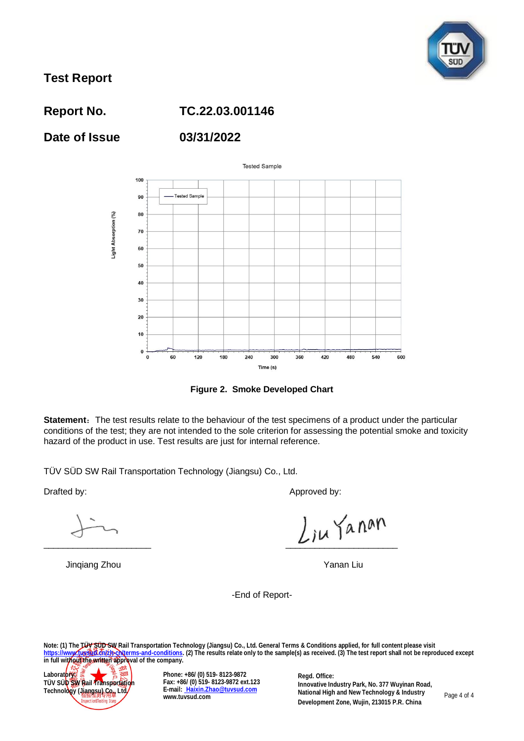# Test Report

**Report No.** TC.22.03.001146

**Date of Issue** 03/31/2022

Tested Sample

Tested Sample

Light Absorption (%)

100
90
80
70
60
50
40
30
20
10
0

0 60 120 180 240 300 360 420 480 540 600

Time (s)

**Figure 2. Smoke Developed Chart**

**Statement**: The test results relate to the behaviour of the test specimens of a product under the particular conditions of the test; they are not intended to be the sole criterion for assessing the potential smoke and toxicity hazard of the product in use. Test results are just for internal reference.

TÜV SÜD SW Rail Transportation Technology (Jiangsu) Co., Ltd.

Drafted by:

Jinqiang Zhou

Approved by:

Yanan Liu

-End of Report-

Note: (1) The TÜV SÜD SW Rail Transportation Technology (Jiangsu) Co., Ltd. General Terms & Conditions applied, for full content please visit https://www.tuvsud.cn/zh-cn/terms-and-conditions. (2) The results relate only to the sample(s) as received. (3) The test report shall not be reproduced except in full without the written approval of the company.

Laboratory:
TÜV SÜD SW Rail Transportation Technology (Jiangsu) Co., Ltd.

Phone: +86/ (0) 519- 8123-9872
Fax: +86/ (0) 519- 8123-9872 ext.123
E-mail: Haixin.Zhao@tuvsud.com
www.tuvsud.com

Regd. Office:
Innovative Industry Park, No. 377 Wuyinan Road, National High and New Technology & Industry Development Zone, Wujin, 213015 P.R. China